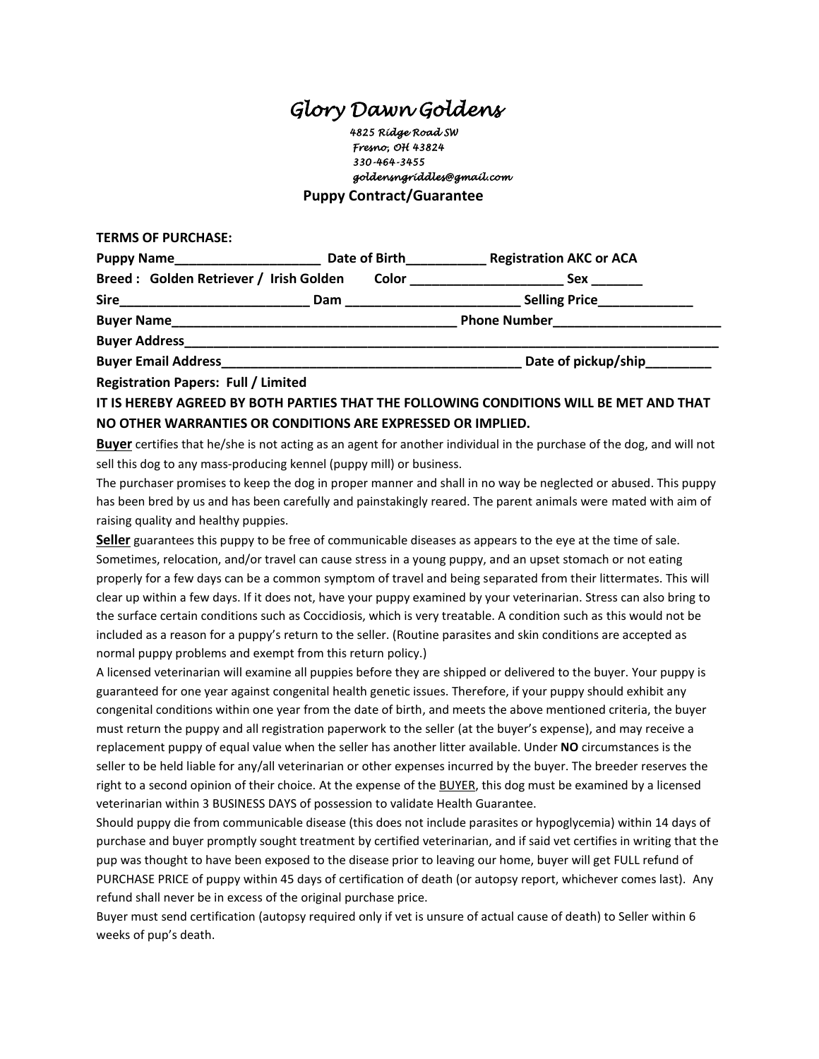# Glory Dawn Goldens

*4825 Ridge Road SW*
*Fresno, OH 43824*
*330-464-3455*
*goldensngriddles@gmail.com*

## Puppy Contract/Guarantee

**TERMS OF PURCHASE:**

**Puppy Name____________________ Date of Birth___________ Registration AKC or ACA**

**Breed : Golden Retriever / Irish Golden Color _____________________ Sex _______**

**Sire__________________________ Dam ________________________ Selling Price_____________**

**Buyer Name________________________________________ Phone Number_______________________**

**Buyer Address_____________________________________________________________________________**

**Buyer Email Address__________________________________________ Date of pickup/ship_________**

**Registration Papers: Full / Limited**

**IT IS HEREBY AGREED BY BOTH PARTIES THAT THE FOLLOWING CONDITIONS WILL BE MET AND THAT NO OTHER WARRANTIES OR CONDITIONS ARE EXPRESSED OR IMPLIED.**

**Buyer** certifies that he/she is not acting as an agent for another individual in the purchase of the dog, and will not sell this dog to any mass-producing kennel (puppy mill) or business.

The purchaser promises to keep the dog in proper manner and shall in no way be neglected or abused. This puppy has been bred by us and has been carefully and painstakingly reared. The parent animals were mated with aim of raising quality and healthy puppies.

**Seller** guarantees this puppy to be free of communicable diseases as appears to the eye at the time of sale. Sometimes, relocation, and/or travel can cause stress in a young puppy, and an upset stomach or not eating properly for a few days can be a common symptom of travel and being separated from their littermates. This will clear up within a few days. If it does not, have your puppy examined by your veterinarian. Stress can also bring to the surface certain conditions such as Coccidiosis, which is very treatable. A condition such as this would not be included as a reason for a puppy's return to the seller. (Routine parasites and skin conditions are accepted as normal puppy problems and exempt from this return policy.)

A licensed veterinarian will examine all puppies before they are shipped or delivered to the buyer. Your puppy is guaranteed for one year against congenital health genetic issues. Therefore, if your puppy should exhibit any congenital conditions within one year from the date of birth, and meets the above mentioned criteria, the buyer must return the puppy and all registration paperwork to the seller (at the buyer's expense), and may receive a replacement puppy of equal value when the seller has another litter available. Under **NO** circumstances is the seller to be held liable for any/all veterinarian or other expenses incurred by the buyer. The breeder reserves the right to a second opinion of their choice. At the expense of the BUYER, this dog must be examined by a licensed veterinarian within 3 BUSINESS DAYS of possession to validate Health Guarantee.

Should puppy die from communicable disease (this does not include parasites or hypoglycemia) within 14 days of purchase and buyer promptly sought treatment by certified veterinarian, and if said vet certifies in writing that the pup was thought to have been exposed to the disease prior to leaving our home, buyer will get FULL refund of PURCHASE PRICE of puppy within 45 days of certification of death (or autopsy report, whichever comes last). Any refund shall never be in excess of the original purchase price.

Buyer must send certification (autopsy required only if vet is unsure of actual cause of death) to Seller within 6 weeks of pup's death.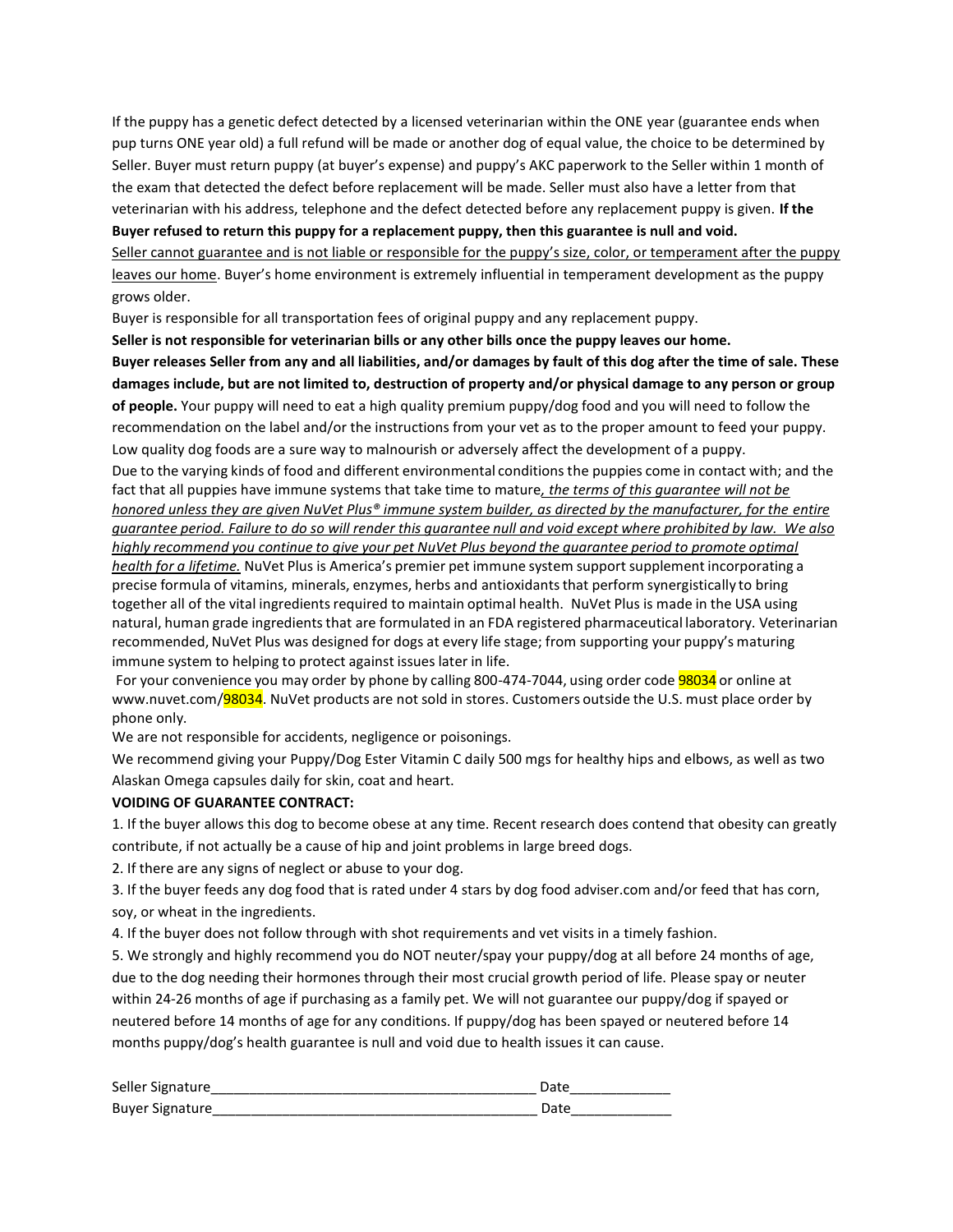If the puppy has a genetic defect detected by a licensed veterinarian within the ONE year (guarantee ends when pup turns ONE year old) a full refund will be made or another dog of equal value, the choice to be determined by Seller. Buyer must return puppy (at buyer's expense) and puppy's AKC paperwork to the Seller within 1 month of the exam that detected the defect before replacement will be made. Seller must also have a letter from that veterinarian with his address, telephone and the defect detected before any replacement puppy is given. **If the Buyer refused to return this puppy for a replacement puppy, then this guarantee is null and void.**

<u>Seller cannot guarantee and is not liable or responsible for the puppy's size, color, or temperament after the puppy leaves our home</u>. Buyer's home environment is extremely influential in temperament development as the puppy grows older.

Buyer is responsible for all transportation fees of original puppy and any replacement puppy.

**Seller is not responsible for veterinarian bills or any other bills once the puppy leaves our home.**

**Buyer releases Seller from any and all liabilities, and/or damages by fault of this dog after the time of sale. These damages include, but are not limited to, destruction of property and/or physical damage to any person or group of people.** Your puppy will need to eat a high quality premium puppy/dog food and you will need to follow the recommendation on the label and/or the instructions from your vet as to the proper amount to feed your puppy. Low quality dog foods are a sure way to malnourish or adversely affect the development of a puppy.

Due to the varying kinds of food and different environmental conditions the puppies come in contact with; and the fact that all puppies have immune systems that take time to mature*<u>, the terms of this guarantee will not be honored unless they are given NuVet Plus® immune system builder, as directed by the manufacturer, for the entire guarantee period. Failure to do so will render this guarantee null and void except where prohibited by law. We also highly recommend you continue to give your pet NuVet Plus beyond the guarantee period to promote optimal health for a lifetime.</u>* NuVet Plus is America's premier pet immune system support supplement incorporating a precise formula of vitamins, minerals, enzymes, herbs and antioxidants that perform synergistically to bring together all of the vital ingredients required to maintain optimal health. NuVet Plus is made in the USA using natural, human grade ingredients that are formulated in an FDA registered pharmaceutical laboratory. Veterinarian recommended, NuVet Plus was designed for dogs at every life stage; from supporting your puppy's maturing immune system to helping to protect against issues later in life.

For your convenience you may order by phone by calling 800-474-7044, using order code 98034 or online at www.nuvet.com/98034. NuVet products are not sold in stores. Customers outside the U.S. must place order by phone only.

We are not responsible for accidents, negligence or poisonings.

We recommend giving your Puppy/Dog Ester Vitamin C daily 500 mgs for healthy hips and elbows, as well as two Alaskan Omega capsules daily for skin, coat and heart.

**VOIDING OF GUARANTEE CONTRACT:**

1. If the buyer allows this dog to become obese at any time. Recent research does contend that obesity can greatly contribute, if not actually be a cause of hip and joint problems in large breed dogs.
2. If there are any signs of neglect or abuse to your dog.
3. If the buyer feeds any dog food that is rated under 4 stars by dog food adviser.com and/or feed that has corn, soy, or wheat in the ingredients.
4. If the buyer does not follow through with shot requirements and vet visits in a timely fashion.
5. We strongly and highly recommend you do NOT neuter/spay your puppy/dog at all before 24 months of age, due to the dog needing their hormones through their most crucial growth period of life. Please spay or neuter within 24-26 months of age if purchasing as a family pet. We will not guarantee our puppy/dog if spayed or neutered before 14 months of age for any conditions. If puppy/dog has been spayed or neutered before 14 months puppy/dog's health guarantee is null and void due to health issues it can cause.

Seller Signature__________________________________________ Date_____________

Buyer Signature__________________________________________ Date_____________